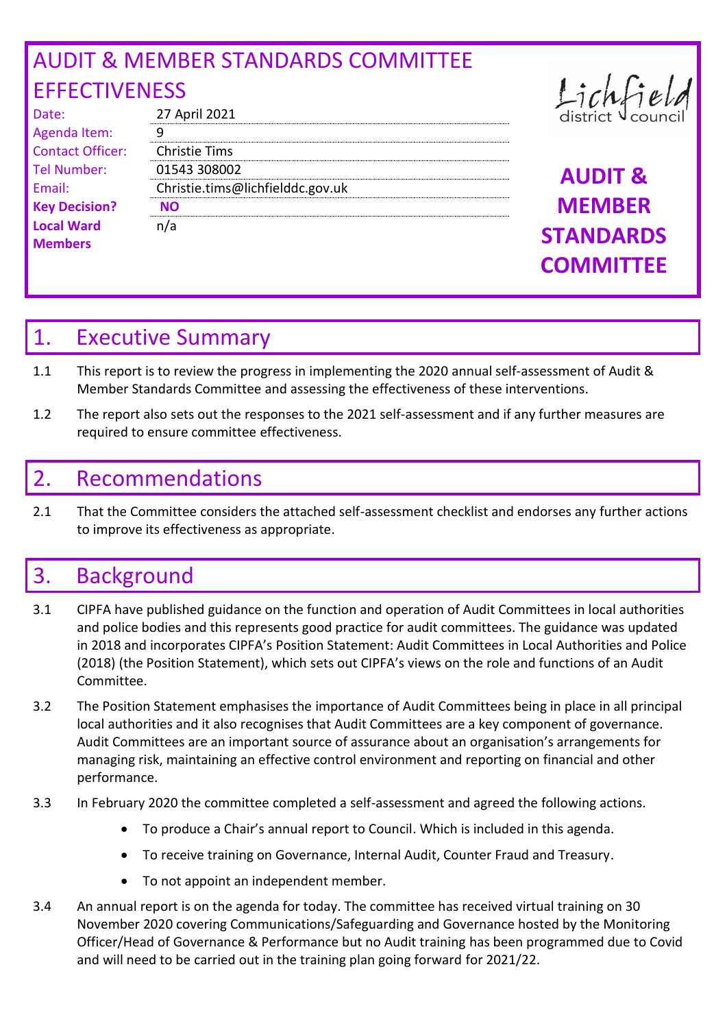# AUDIT & MEMBER STANDARDS COMMITTEE EFFECTIVENESS

| | |
|---|---|
| Date: | 27 April 2021 |
| Agenda Item: | 9 |
| Contact Officer: | Christie Tims |
| Tel Number: | 01543 308002 |
| Email: | Christie.tims@lichfielddc.gov.uk |
| **Key Decision?** | **NO** |
| **Local Ward Members** | n/a |

Lichfield district council

**AUDIT & MEMBER STANDARDS COMMITTEE**

## 1. Executive Summary

1.1 This report is to review the progress in implementing the 2020 annual self-assessment of Audit & Member Standards Committee and assessing the effectiveness of these interventions.

1.2 The report also sets out the responses to the 2021 self-assessment and if any further measures are required to ensure committee effectiveness.

## 2. Recommendations

2.1 That the Committee considers the attached self-assessment checklist and endorses any further actions to improve its effectiveness as appropriate.

## 3. Background

3.1 CIPFA have published guidance on the function and operation of Audit Committees in local authorities and police bodies and this represents good practice for audit committees. The guidance was updated in 2018 and incorporates CIPFA's Position Statement: Audit Committees in Local Authorities and Police (2018) (the Position Statement), which sets out CIPFA's views on the role and functions of an Audit Committee.

3.2 The Position Statement emphasises the importance of Audit Committees being in place in all principal local authorities and it also recognises that Audit Committees are a key component of governance. Audit Committees are an important source of assurance about an organisation's arrangements for managing risk, maintaining an effective control environment and reporting on financial and other performance.

3.3 In February 2020 the committee completed a self-assessment and agreed the following actions.

- To produce a Chair's annual report to Council. Which is included in this agenda.
- To receive training on Governance, Internal Audit, Counter Fraud and Treasury.
- To not appoint an independent member.

3.4 An annual report is on the agenda for today. The committee has received virtual training on 30 November 2020 covering Communications/Safeguarding and Governance hosted by the Monitoring Officer/Head of Governance & Performance but no Audit training has been programmed due to Covid and will need to be carried out in the training plan going forward for 2021/22.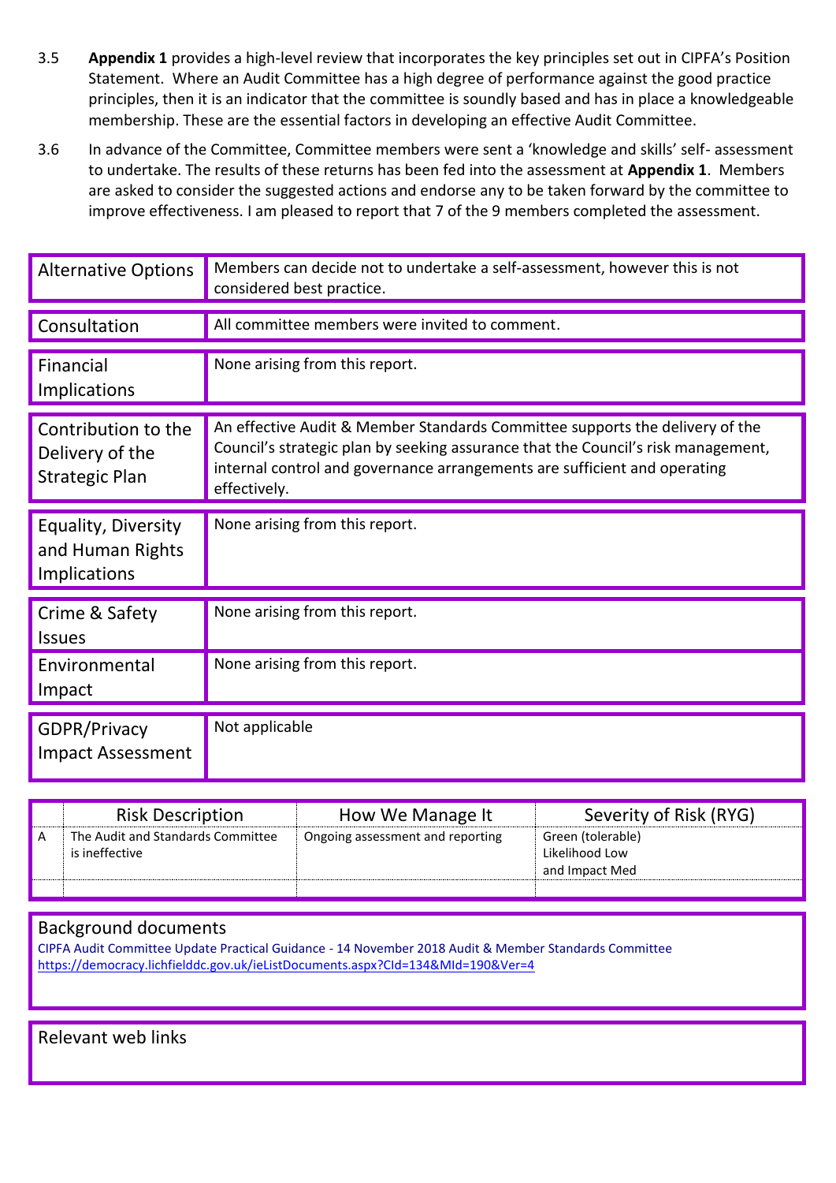3.5 **Appendix 1** provides a high-level review that incorporates the key principles set out in CIPFA's Position Statement. Where an Audit Committee has a high degree of performance against the good practice principles, then it is an indicator that the committee is soundly based and has in place a knowledgeable membership. These are the essential factors in developing an effective Audit Committee.

3.6 In advance of the Committee, Committee members were sent a 'knowledge and skills' self- assessment to undertake. The results of these returns has been fed into the assessment at **Appendix 1**. Members are asked to consider the suggested actions and endorse any to be taken forward by the committee to improve effectiveness. I am pleased to report that 7 of the 9 members completed the assessment.

| | |
|---|---|
| Alternative Options | Members can decide not to undertake a self-assessment, however this is not considered best practice. |
| Consultation | All committee members were invited to comment. |
| Financial Implications | None arising from this report. |
| Contribution to the Delivery of the Strategic Plan | An effective Audit & Member Standards Committee supports the delivery of the Council's strategic plan by seeking assurance that the Council's risk management, internal control and governance arrangements are sufficient and operating effectively. |
| Equality, Diversity and Human Rights Implications | None arising from this report. |
| Crime & Safety Issues | None arising from this report. |
| Environmental Impact | None arising from this report. |
| GDPR/Privacy Impact Assessment | Not applicable |

| | Risk Description | How We Manage It | Severity of Risk (RYG) |
|---|---|---|---|
| A | The Audit and Standards Committee is ineffective | Ongoing assessment and reporting | Green (tolerable) Likelihood Low and Impact Med |
| | | | |

| Background documents |
|---|
| CIPFA Audit Committee Update Practical Guidance - 14 November 2018 Audit & Member Standards Committee https://democracy.lichfielddc.gov.uk/ieListDocuments.aspx?CId=134&MId=190&Ver=4 |

| Relevant web links |
|---|
| |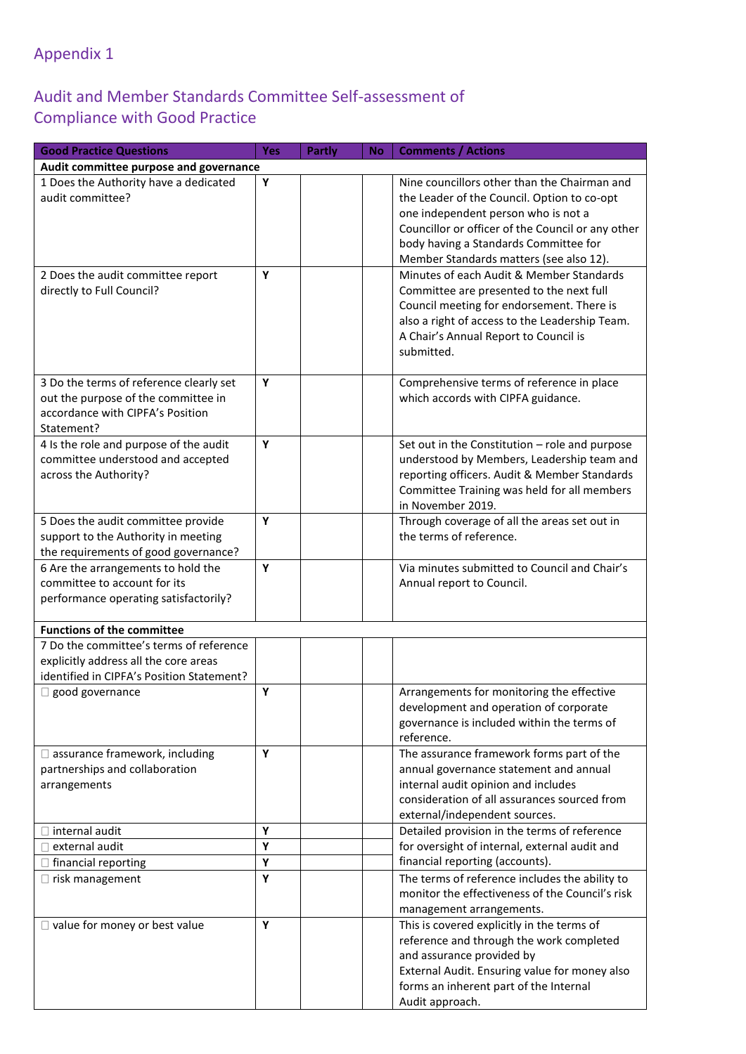Appendix 1

## Audit and Member Standards Committee Self-assessment of Compliance with Good Practice

| Good Practice Questions | Yes | Partly | No | Comments / Actions |
|---|---|---|---|---|
| **Audit committee purpose and governance** | | | | |
| 1 Does the Authority have a dedicated audit committee? | Y | | | Nine councillors other than the Chairman and the Leader of the Council. Option to co-opt one independent person who is not a Councillor or officer of the Council or any other body having a Standards Committee for Member Standards matters (see also 12). |
| 2 Does the audit committee report directly to Full Council? | Y | | | Minutes of each Audit & Member Standards Committee are presented to the next full Council meeting for endorsement. There is also a right of access to the Leadership Team. A Chair's Annual Report to Council is submitted. |
| 3 Do the terms of reference clearly set out the purpose of the committee in accordance with CIPFA's Position Statement? | Y | | | Comprehensive terms of reference in place which accords with CIPFA guidance. |
| 4 Is the role and purpose of the audit committee understood and accepted across the Authority? | Y | | | Set out in the Constitution – role and purpose understood by Members, Leadership team and reporting officers. Audit & Member Standards Committee Training was held for all members in November 2019. |
| 5 Does the audit committee provide support to the Authority in meeting the requirements of good governance? | Y | | | Through coverage of all the areas set out in the terms of reference. |
| 6 Are the arrangements to hold the committee to account for its performance operating satisfactorily? | Y | | | Via minutes submitted to Council and Chair's Annual report to Council. |
| **Functions of the committee** | | | | |
| 7 Do the committee's terms of reference explicitly address all the core areas identified in CIPFA's Position Statement? | | | | |
| ☐ good governance | Y | | | Arrangements for monitoring the effective development and operation of corporate governance is included within the terms of reference. |
| ☐ assurance framework, including partnerships and collaboration arrangements | Y | | | The assurance framework forms part of the annual governance statement and annual internal audit opinion and includes consideration of all assurances sourced from external/independent sources. |
| ☐ internal audit | Y | | | Detailed provision in the terms of reference for oversight of internal, external audit and financial reporting (accounts). |
| ☐ external audit | Y | | | |
| ☐ financial reporting | Y | | | |
| ☐ risk management | Y | | | The terms of reference includes the ability to monitor the effectiveness of the Council's risk management arrangements. |
| ☐ value for money or best value | Y | | | This is covered explicitly in the terms of reference and through the work completed and assurance provided by External Audit. Ensuring value for money also forms an inherent part of the Internal Audit approach. |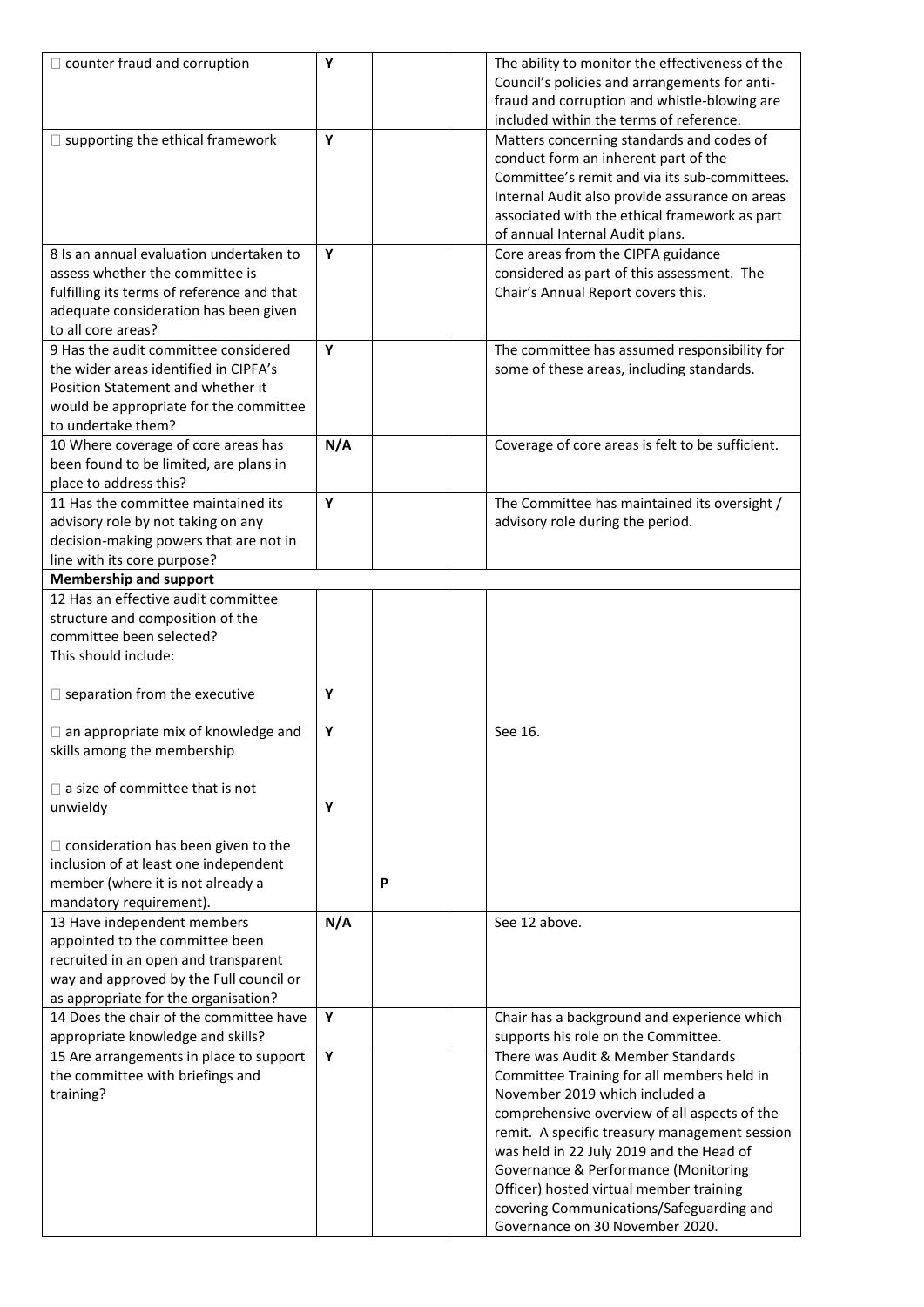| | | | | |
|---|---|---|---|---|
| □ counter fraud and corruption | **Y** | | | The ability to monitor the effectiveness of the Council's policies and arrangements for anti-fraud and corruption and whistle-blowing are included within the terms of reference. |
| □ supporting the ethical framework | **Y** | | | Matters concerning standards and codes of conduct form an inherent part of the Committee's remit and via its sub-committees. Internal Audit also provide assurance on areas associated with the ethical framework as part of annual Internal Audit plans. |
| 8 Is an annual evaluation undertaken to assess whether the committee is fulfilling its terms of reference and that adequate consideration has been given to all core areas? | **Y** | | | Core areas from the CIPFA guidance considered as part of this assessment. The Chair's Annual Report covers this. |
| 9 Has the audit committee considered the wider areas identified in CIPFA's Position Statement and whether it would be appropriate for the committee to undertake them? | **Y** | | | The committee has assumed responsibility for some of these areas, including standards. |
| 10 Where coverage of core areas has been found to be limited, are plans in place to address this? | **N/A** | | | Coverage of core areas is felt to be sufficient. |
| 11 Has the committee maintained its advisory role by not taking on any decision-making powers that are not in line with its core purpose? | **Y** | | | The Committee has maintained its oversight / advisory role during the period. |
| **Membership and support** | | | | |
| 12 Has an effective audit committee structure and composition of the committee been selected? This should include: | | | | |
| □ separation from the executive | **Y** | | | |
| □ an appropriate mix of knowledge and skills among the membership | **Y** | | | See 16. |
| □ a size of committee that is not unwieldy | **Y** | | | |
| □ consideration has been given to the inclusion of at least one independent member (where it is not already a mandatory requirement). | | **P** | | |
| 13 Have independent members appointed to the committee been recruited in an open and transparent way and approved by the Full council or as appropriate for the organisation? | **N/A** | | | See 12 above. |
| 14 Does the chair of the committee have appropriate knowledge and skills? | **Y** | | | Chair has a background and experience which supports his role on the Committee. |
| 15 Are arrangements in place to support the committee with briefings and training? | **Y** | | | There was Audit & Member Standards Committee Training for all members held in November 2019 which included a comprehensive overview of all aspects of the remit. A specific treasury management session was held in 22 July 2019 and the Head of Governance & Performance (Monitoring Officer) hosted virtual member training covering Communications/Safeguarding and Governance on 30 November 2020. |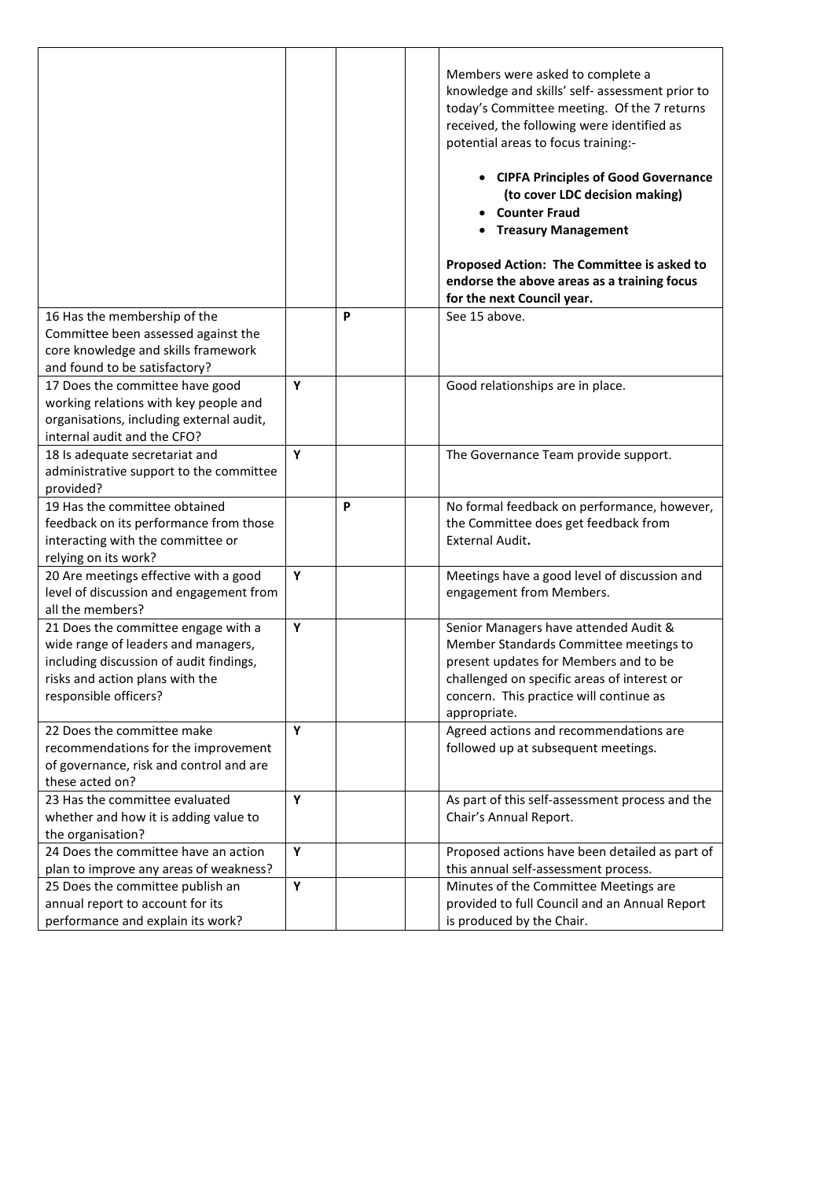| | | | | |
|---|---|---|---|---|
| | | | | Members were asked to complete a knowledge and skills' self- assessment prior to today's Committee meeting. Of the 7 returns received, the following were identified as potential areas to focus training:-<br><br>• **CIPFA Principles of Good Governance (to cover LDC decision making)**<br>• **Counter Fraud**<br>• **Treasury Management**<br><br>**Proposed Action: The Committee is asked to endorse the above areas as a training focus for the next Council year.** |
| 16 Has the membership of the Committee been assessed against the core knowledge and skills framework and found to be satisfactory? | | P | | See 15 above. |
| 17 Does the committee have good working relations with key people and organisations, including external audit, internal audit and the CFO? | Y | | | Good relationships are in place. |
| 18 Is adequate secretariat and administrative support to the committee provided? | Y | | | The Governance Team provide support. |
| 19 Has the committee obtained feedback on its performance from those interacting with the committee or relying on its work? | | P | | No formal feedback on performance, however, the Committee does get feedback from External Audit. |
| 20 Are meetings effective with a good level of discussion and engagement from all the members? | Y | | | Meetings have a good level of discussion and engagement from Members. |
| 21 Does the committee engage with a wide range of leaders and managers, including discussion of audit findings, risks and action plans with the responsible officers? | Y | | | Senior Managers have attended Audit & Member Standards Committee meetings to present updates for Members and to be challenged on specific areas of interest or concern. This practice will continue as appropriate. |
| 22 Does the committee make recommendations for the improvement of governance, risk and control and are these acted on? | Y | | | Agreed actions and recommendations are followed up at subsequent meetings. |
| 23 Has the committee evaluated whether and how it is adding value to the organisation? | Y | | | As part of this self-assessment process and the Chair's Annual Report. |
| 24 Does the committee have an action plan to improve any areas of weakness? | Y | | | Proposed actions have been detailed as part of this annual self-assessment process. |
| 25 Does the committee publish an annual report to account for its performance and explain its work? | Y | | | Minutes of the Committee Meetings are provided to full Council and an Annual Report is produced by the Chair. |